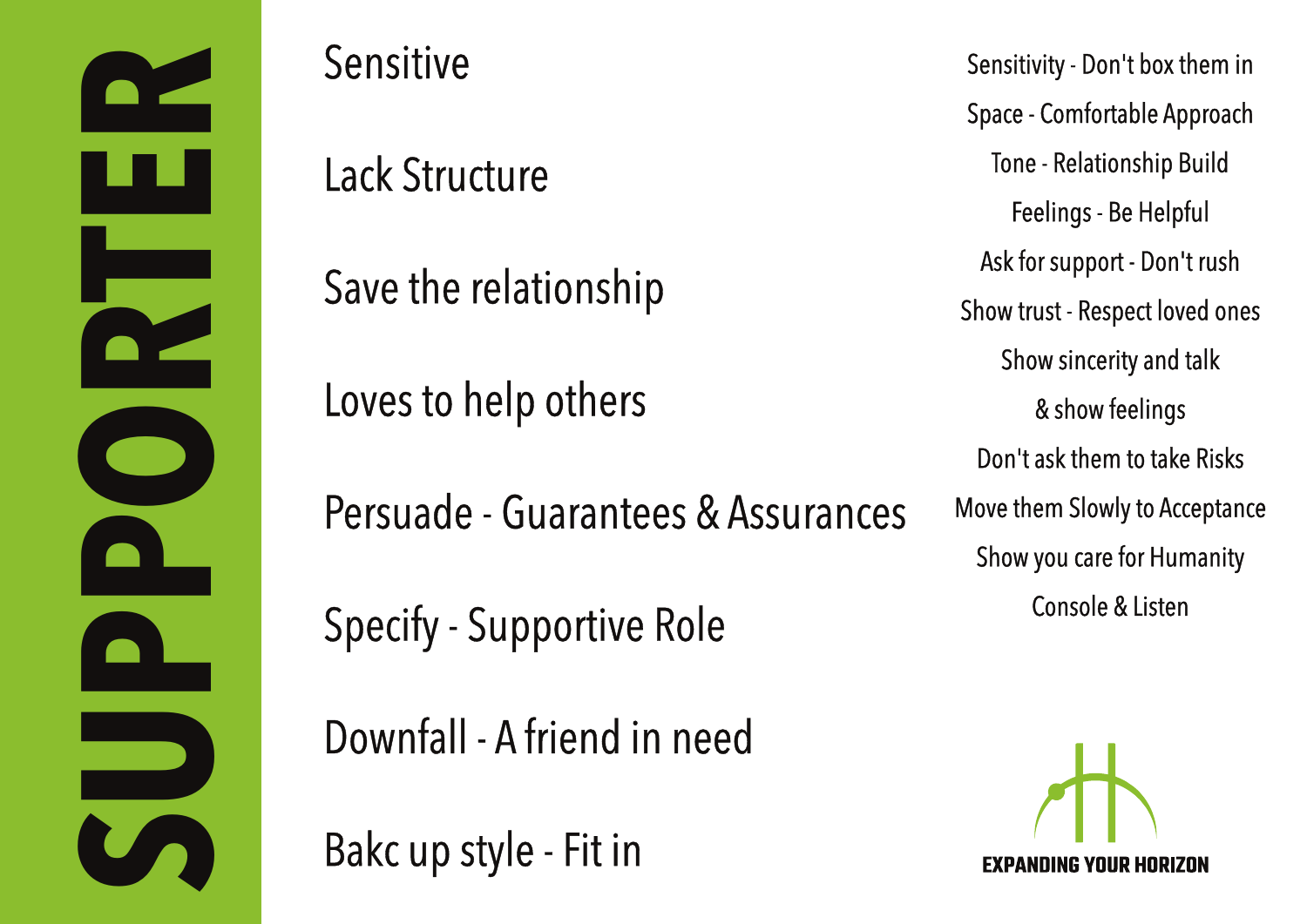# SUPPORTER

Sensitive

Lack Structure

Save the relationship

Loves to help others

Persuade - Guarantees & Assurances

Specify - Supportive Role

Downfall - A friend in need

Bakc up style - Fit in

Sensitivity - Don't box them in

Space - Comfortable Approach

Tone - Relationship Build

Feelings - Be Helpful

Ask for support - Don't rush

Show trust - Respect loved ones

Show sincerity and talk & show feelings

Don't ask them to take Risks

Move them Slowly to Acceptance

Show you care for Humanity

Console & Listen

EXPANDING YOUR HORIZON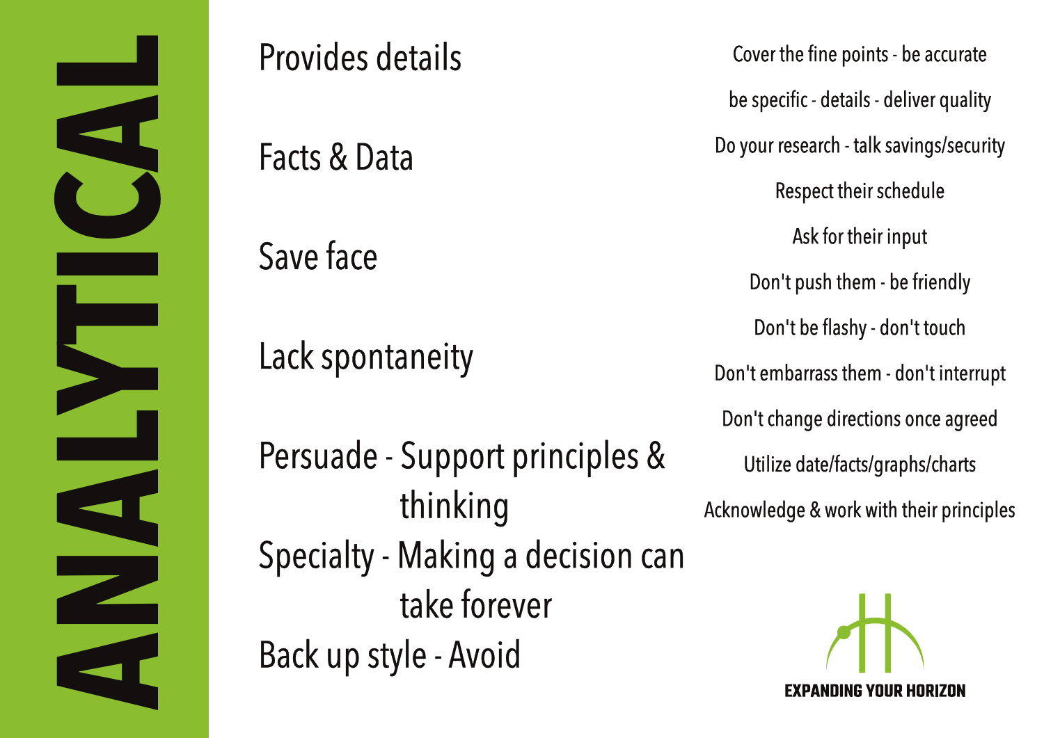# ANALYTICAL

Provides details

Facts & Data

Save face

Lack spontaneity

Persuade - Support principles & thinking

Specialty - Making a decision can take forever

Back up style - Avoid

Cover the fine points - be accurate

be specific - details - deliver quality

Do your research - talk savings/security

Respect their schedule

Ask for their input

Don't push them - be friendly

Don't be flashy - don't touch

Don't embarrass them - don't interrupt

Don't change directions once agreed

Utilize date/facts/graphs/charts

Acknowledge & work with their principles

EXPANDING YOUR HORIZON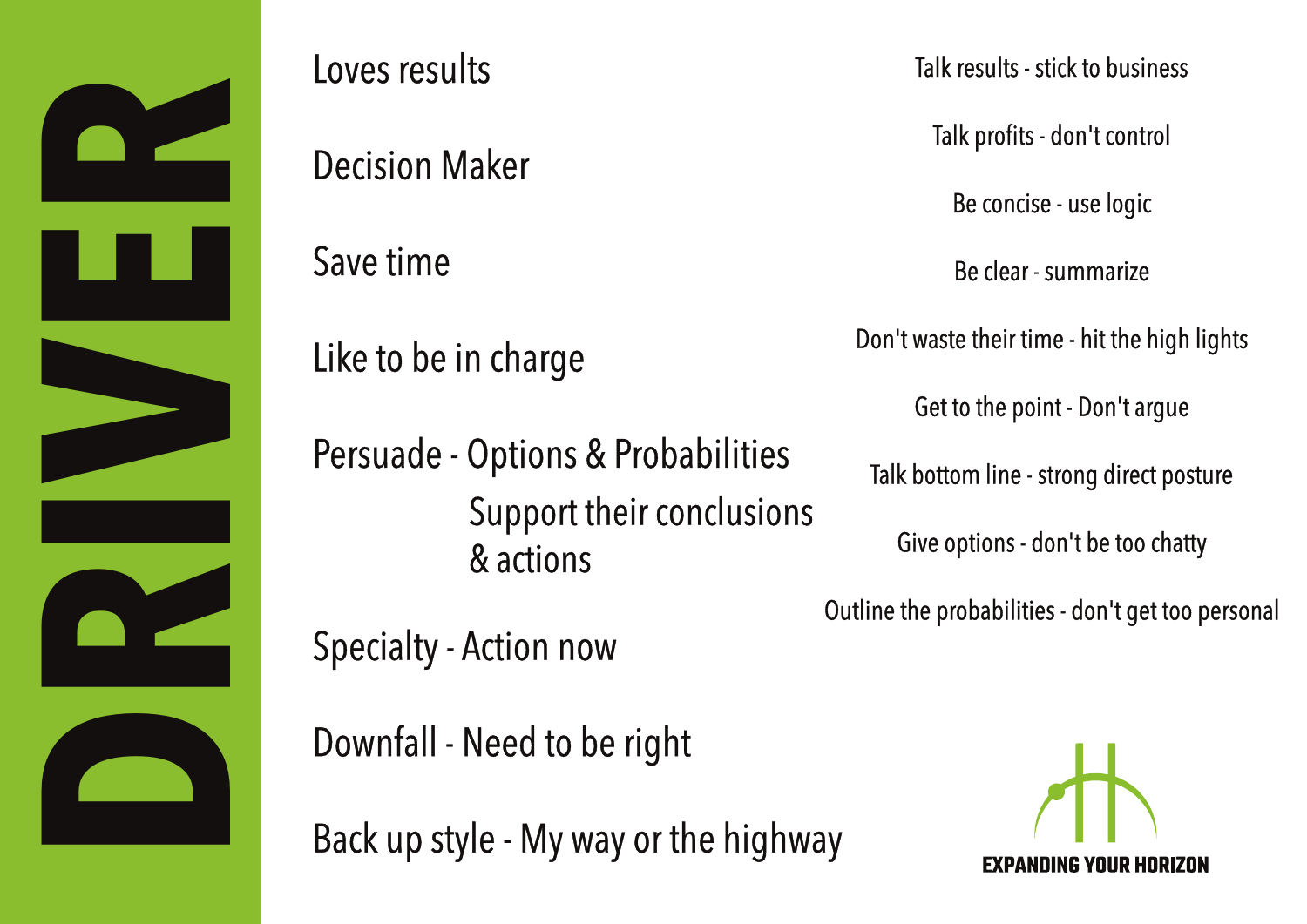# DRIVER

- Loves results
- Decision Maker
- Save time
- Like to be in charge
- Persuade - Options & Probabilities
  - Support their conclusions & actions
- Specialty - Action now
- Downfall - Need to be right
- Back up style - My way or the highway

Talk results - stick to business

Talk profits - don't control

Be concise - use logic

Be clear - summarize

Don't waste their time - hit the high lights

Get to the point - Don't argue

Talk bottom line - strong direct posture

Give options - don't be too chatty

Outline the probabilities - don't get too personal

EXPANDING YOUR HORIZON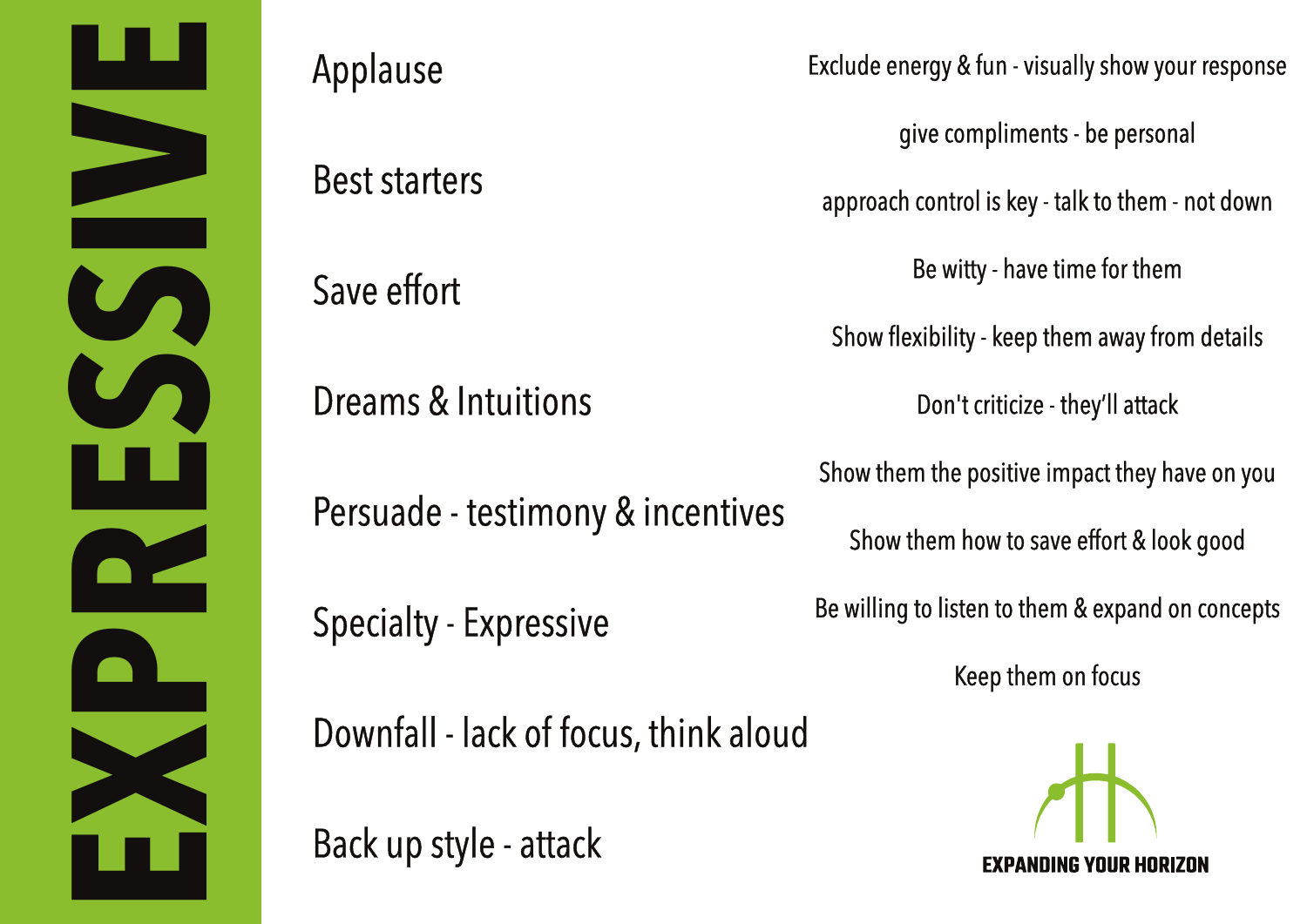# EXPRESSIVE

- Applause
- Best starters
- Save effort
- Dreams & Intuitions
- Persuade - testimony & incentives
- Specialty - Expressive
- Downfall - lack of focus, think aloud
- Back up style - attack

Exclude energy & fun - visually show your response

give compliments - be personal

approach control is key - talk to them - not down

Be witty - have time for them

Show flexibility - keep them away from details

Don't criticize - they'll attack

Show them the positive impact they have on you

Show them how to save effort & look good

Be willing to listen to them & expand on concepts

Keep them on focus

EXPANDING YOUR HORIZON